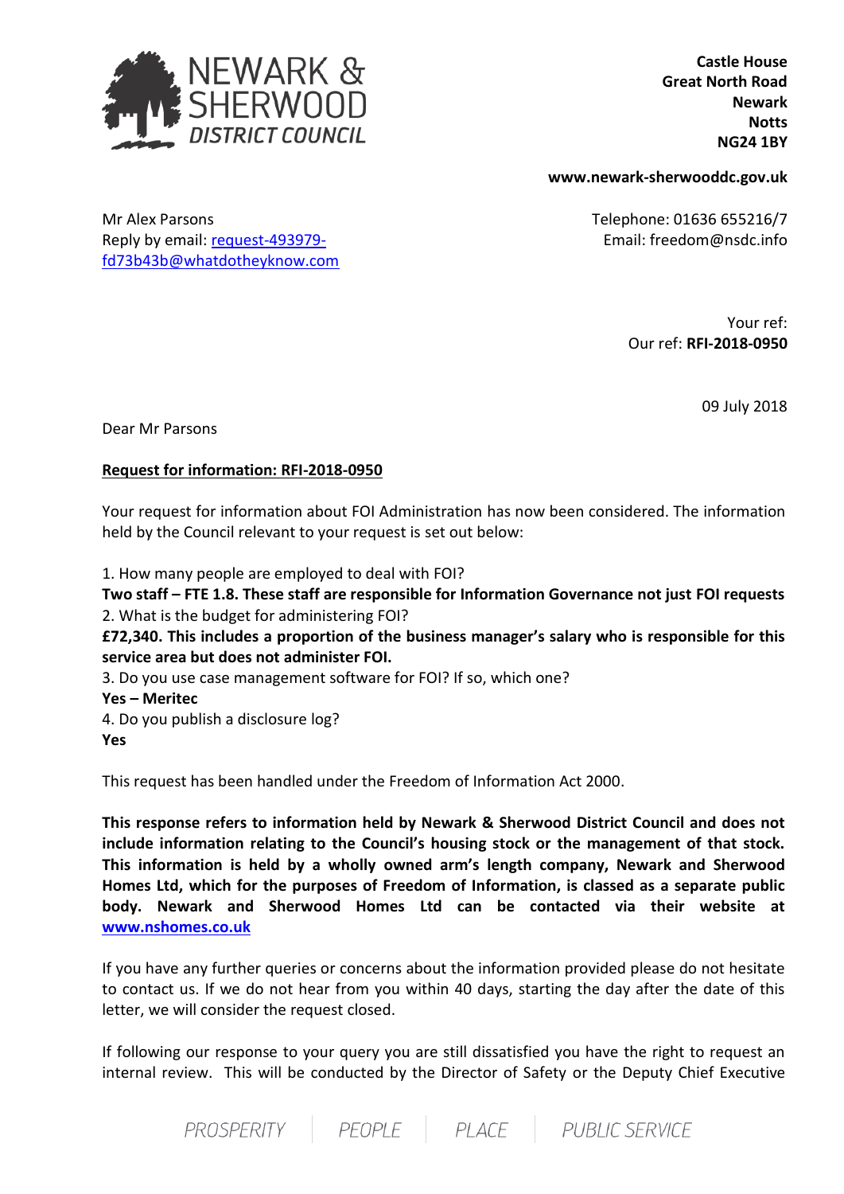NEWARK & SHERWOOD DISTRICT COUNCIL

**Castle House**
**Great North Road**
**Newark**
**Notts**
**NG24 1BY**

**www.newark-sherwooddc.gov.uk**

Mr Alex Parsons
Reply by email: [request-493979-fd73b43b@whatdotheyknow.com](mailto:request-493979-fd73b43b@whatdotheyknow.com)

Telephone: 01636 655216/7
Email: freedom@nsdc.info

Your ref:
Our ref: **RFI-2018-0950**

09 July 2018

Dear Mr Parsons

**Request for information: RFI-2018-0950**

Your request for information about FOI Administration has now been considered. The information held by the Council relevant to your request is set out below:

1. How many people are employed to deal with FOI?
**Two staff – FTE 1.8. These staff are responsible for Information Governance not just FOI requests**
2. What is the budget for administering FOI?
**£72,340. This includes a proportion of the business manager's salary who is responsible for this service area but does not administer FOI.**
3. Do you use case management software for FOI? If so, which one?
**Yes – Meritec**
4. Do you publish a disclosure log?
**Yes**

This request has been handled under the Freedom of Information Act 2000.

**This response refers to information held by Newark & Sherwood District Council and does not include information relating to the Council's housing stock or the management of that stock. This information is held by a wholly owned arm's length company, Newark and Sherwood Homes Ltd, which for the purposes of Freedom of Information, is classed as a separate public body. Newark and Sherwood Homes Ltd can be contacted via their website at [www.nshomes.co.uk](http://www.nshomes.co.uk)**

If you have any further queries or concerns about the information provided please do not hesitate to contact us. If we do not hear from you within 40 days, starting the day after the date of this letter, we will consider the request closed.

If following our response to your query you are still dissatisfied you have the right to request an internal review. This will be conducted by the Director of Safety or the Deputy Chief Executive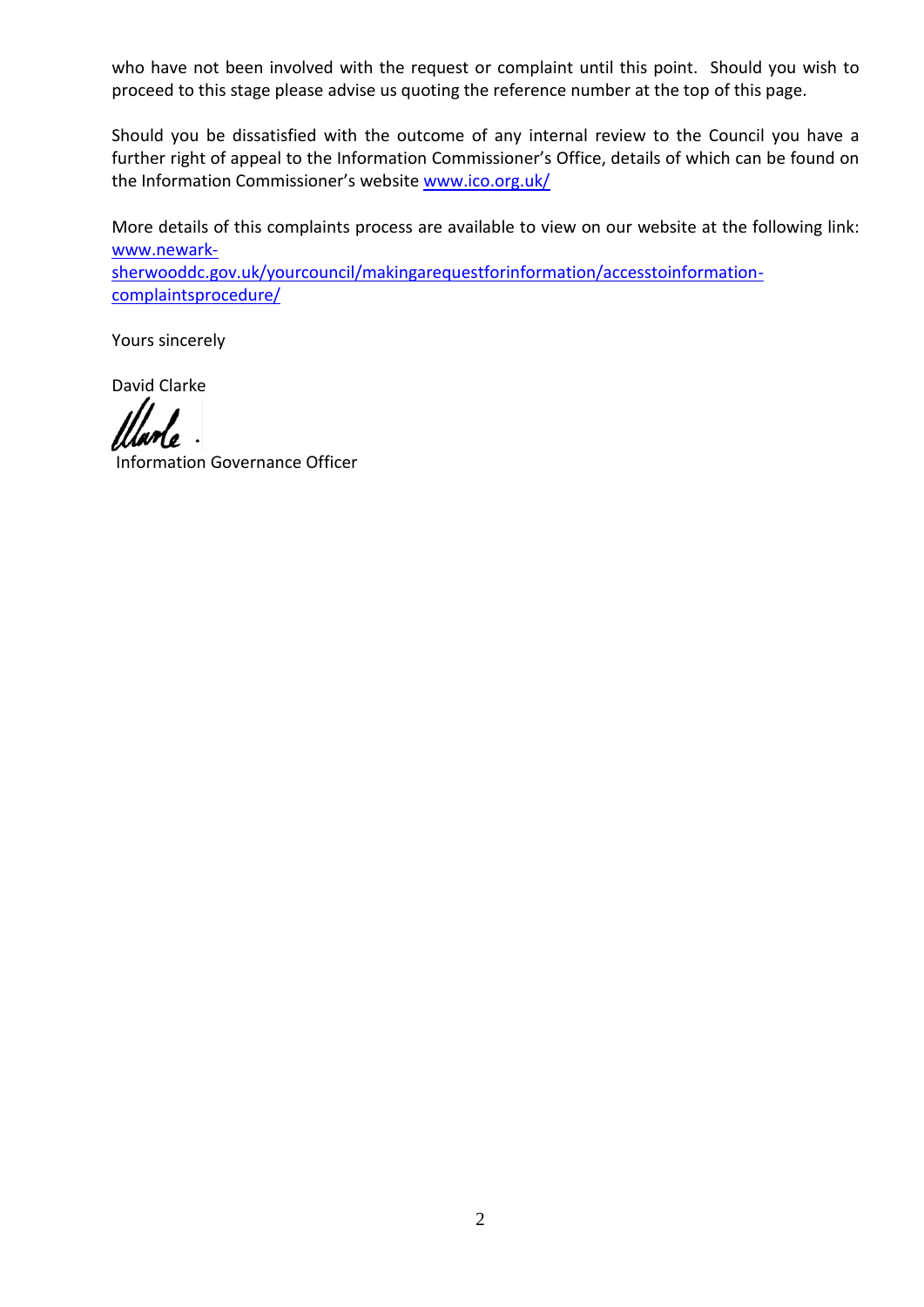who have not been involved with the request or complaint until this point. Should you wish to proceed to this stage please advise us quoting the reference number at the top of this page.

Should you be dissatisfied with the outcome of any internal review to the Council you have a further right of appeal to the Information Commissioner's Office, details of which can be found on the Information Commissioner's website [www.ico.org.uk/](www.ico.org.uk/)

More details of this complaints process are available to view on our website at the following link: [www.newark-sherwooddc.gov.uk/yourcouncil/makingarequestforinformation/accesstoinformation-complaintsprocedure/](www.newark-sherwooddc.gov.uk/yourcouncil/makingarequestforinformation/accesstoinformation-complaintsprocedure/)

Yours sincerely

David Clarke

Information Governance Officer